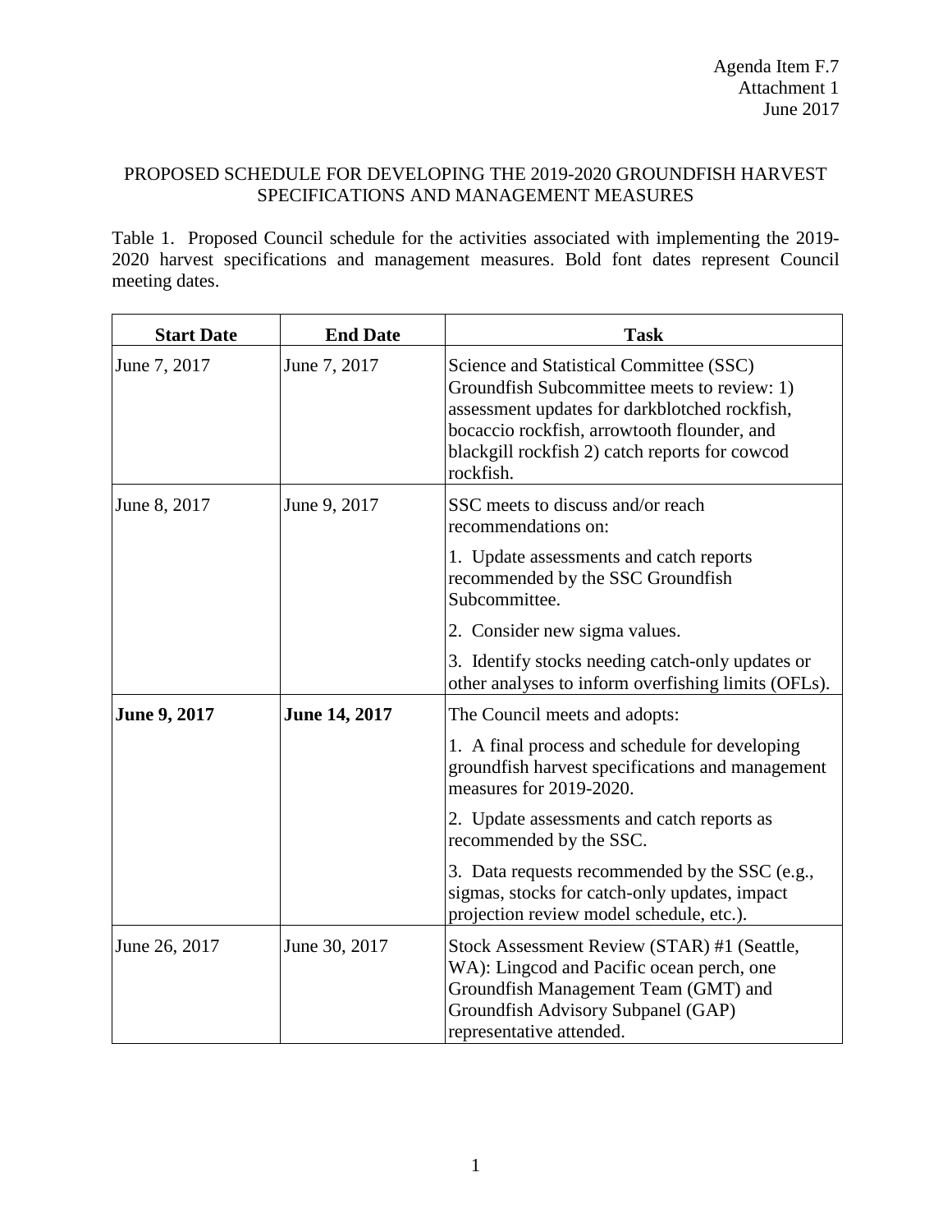Agenda Item F.7
Attachment 1
June 2017

# PROPOSED SCHEDULE FOR DEVELOPING THE 2019-2020 GROUNDFISH HARVEST SPECIFICATIONS AND MANAGEMENT MEASURES

Table 1. Proposed Council schedule for the activities associated with implementing the 2019-2020 harvest specifications and management measures. Bold font dates represent Council meeting dates.

| Start Date | End Date | Task |
|---|---|---|
| June 7, 2017 | June 7, 2017 | Science and Statistical Committee (SSC) Groundfish Subcommittee meets to review: 1) assessment updates for darkblotched rockfish, bocaccio rockfish, arrowtooth flounder, and blackgill rockfish 2) catch reports for cowcod rockfish. |
| June 8, 2017 | June 9, 2017 | SSC meets to discuss and/or reach recommendations on:<br>1. Update assessments and catch reports recommended by the SSC Groundfish Subcommittee.<br>2. Consider new sigma values.<br>3. Identify stocks needing catch-only updates or other analyses to inform overfishing limits (OFLs). |
| **June 9, 2017** | **June 14, 2017** | The Council meets and adopts:<br>1. A final process and schedule for developing groundfish harvest specifications and management measures for 2019-2020.<br>2. Update assessments and catch reports as recommended by the SSC.<br>3. Data requests recommended by the SSC (e.g., sigmas, stocks for catch-only updates, impact projection review model schedule, etc.). |
| June 26, 2017 | June 30, 2017 | Stock Assessment Review (STAR) #1 (Seattle, WA): Lingcod and Pacific ocean perch, one Groundfish Management Team (GMT) and Groundfish Advisory Subpanel (GAP) representative attended. |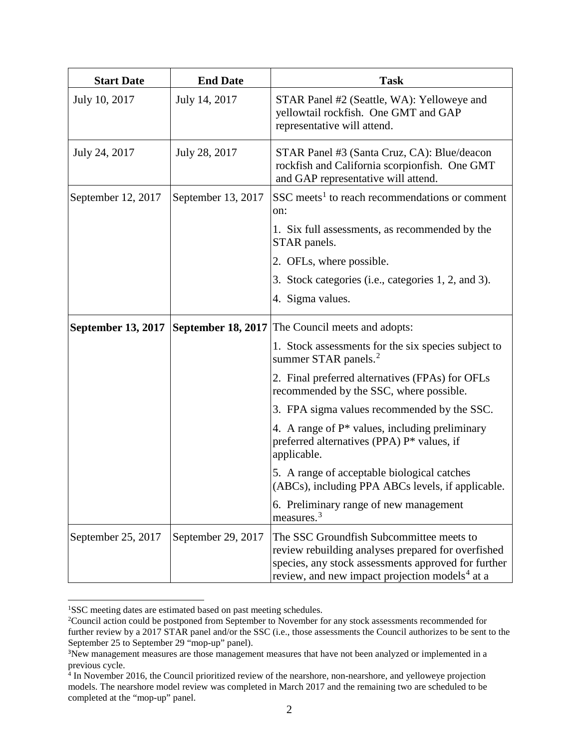| Start Date | End Date | Task |
|---|---|---|
| July 10, 2017 | July 14, 2017 | STAR Panel #2 (Seattle, WA): Yelloweye and yellowtail rockfish. One GMT and GAP representative will attend. |
| July 24, 2017 | July 28, 2017 | STAR Panel #3 (Santa Cruz, CA): Blue/deacon rockfish and California scorpionfish. One GMT and GAP representative will attend. |
| September 12, 2017 | September 13, 2017 | SSC meets[1] to reach recommendations or comment on:<br>1. Six full assessments, as recommended by the STAR panels.<br>2. OFLs, where possible.<br>3. Stock categories (i.e., categories 1, 2, and 3).<br>4. Sigma values. |
| **September 13, 2017** | **September 18, 2017** | The Council meets and adopts:<br>1. Stock assessments for the six species subject to summer STAR panels.[2]<br>2. Final preferred alternatives (FPAs) for OFLs recommended by the SSC, where possible.<br>3. FPA sigma values recommended by the SSC.<br>4. A range of P* values, including preliminary preferred alternatives (PPA) P* values, if applicable.<br>5. A range of acceptable biological catches (ABCs), including PPA ABCs levels, if applicable.<br>6. Preliminary range of new management measures.[3] |
| September 25, 2017 | September 29, 2017 | The SSC Groundfish Subcommittee meets to review rebuilding analyses prepared for overfished species, any stock assessments approved for further review, and new impact projection models[4] at a |

[1]SSC meeting dates are estimated based on past meeting schedules.

[2]Council action could be postponed from September to November for any stock assessments recommended for further review by a 2017 STAR panel and/or the SSC (i.e., those assessments the Council authorizes to be sent to the September 25 to September 29 "mop-up" panel).

[3]New management measures are those management measures that have not been analyzed or implemented in a previous cycle.

[4] In November 2016, the Council prioritized review of the nearshore, non-nearshore, and yelloweye projection models. The nearshore model review was completed in March 2017 and the remaining two are scheduled to be completed at the "mop-up" panel.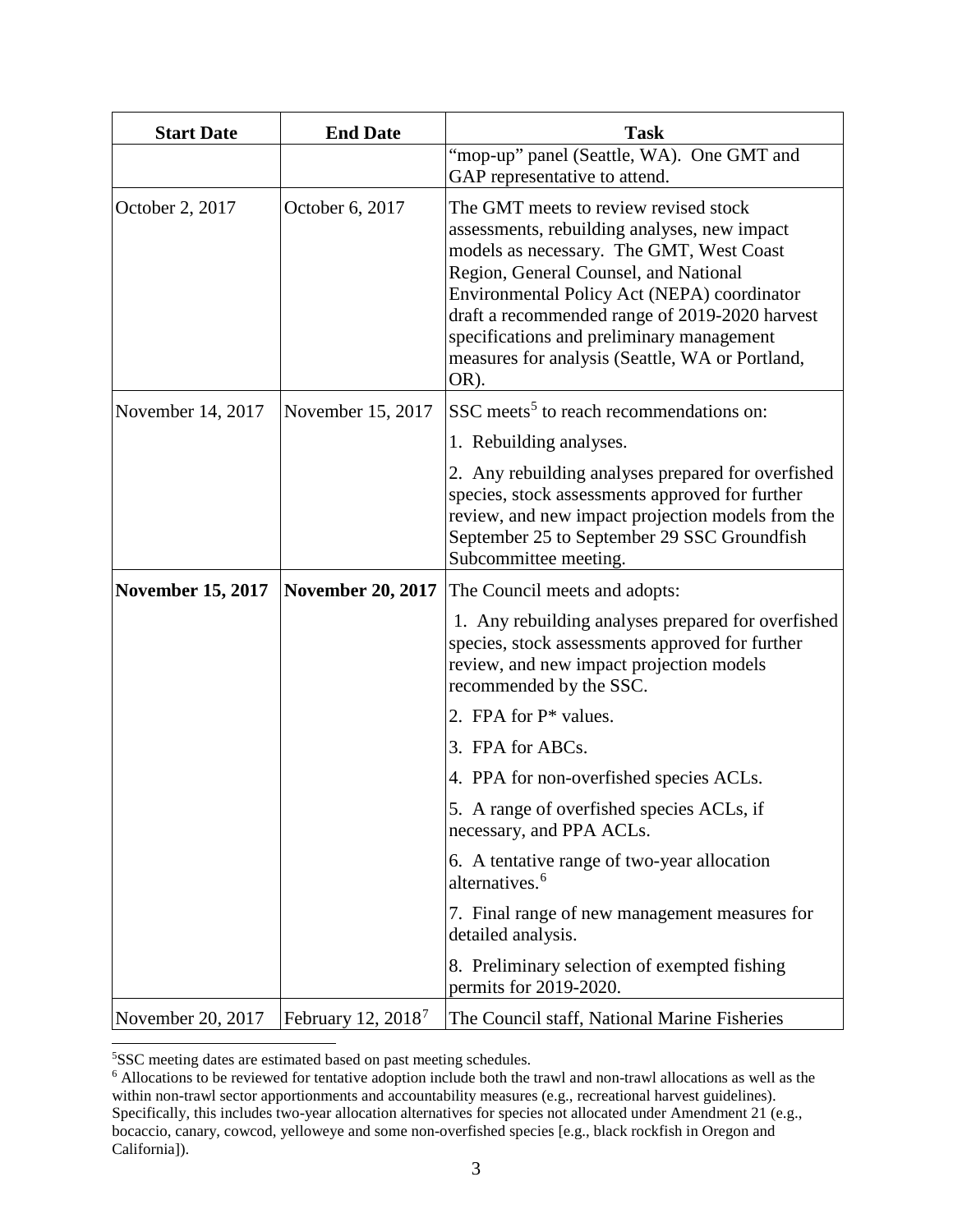| Start Date | End Date | Task |
|---|---|---|
| | | "mop-up" panel (Seattle, WA). One GMT and GAP representative to attend. |
| October 2, 2017 | October 6, 2017 | The GMT meets to review revised stock assessments, rebuilding analyses, new impact models as necessary. The GMT, West Coast Region, General Counsel, and National Environmental Policy Act (NEPA) coordinator draft a recommended range of 2019-2020 harvest specifications and preliminary management measures for analysis (Seattle, WA or Portland, OR). |
| November 14, 2017 | November 15, 2017 | SSC meets[5] to reach recommendations on:<br>1. Rebuilding analyses.<br>2. Any rebuilding analyses prepared for overfished species, stock assessments approved for further review, and new impact projection models from the September 25 to September 29 SSC Groundfish Subcommittee meeting. |
| **November 15, 2017** | **November 20, 2017** | The Council meets and adopts:<br>1. Any rebuilding analyses prepared for overfished species, stock assessments approved for further review, and new impact projection models recommended by the SSC.<br>2. FPA for P* values.<br>3. FPA for ABCs.<br>4. PPA for non-overfished species ACLs.<br>5. A range of overfished species ACLs, if necessary, and PPA ACLs.<br>6. A tentative range of two-year allocation alternatives.[6]<br>7. Final range of new management measures for detailed analysis.<br>8. Preliminary selection of exempted fishing permits for 2019-2020. |
| November 20, 2017 | February 12, 2018[7] | The Council staff, National Marine Fisheries |

[5]SSC meeting dates are estimated based on past meeting schedules.

[6] Allocations to be reviewed for tentative adoption include both the trawl and non-trawl allocations as well as the within non-trawl sector apportionments and accountability measures (e.g., recreational harvest guidelines). Specifically, this includes two-year allocation alternatives for species not allocated under Amendment 21 (e.g., bocaccio, canary, cowcod, yelloweye and some non-overfished species [e.g., black rockfish in Oregon and California]).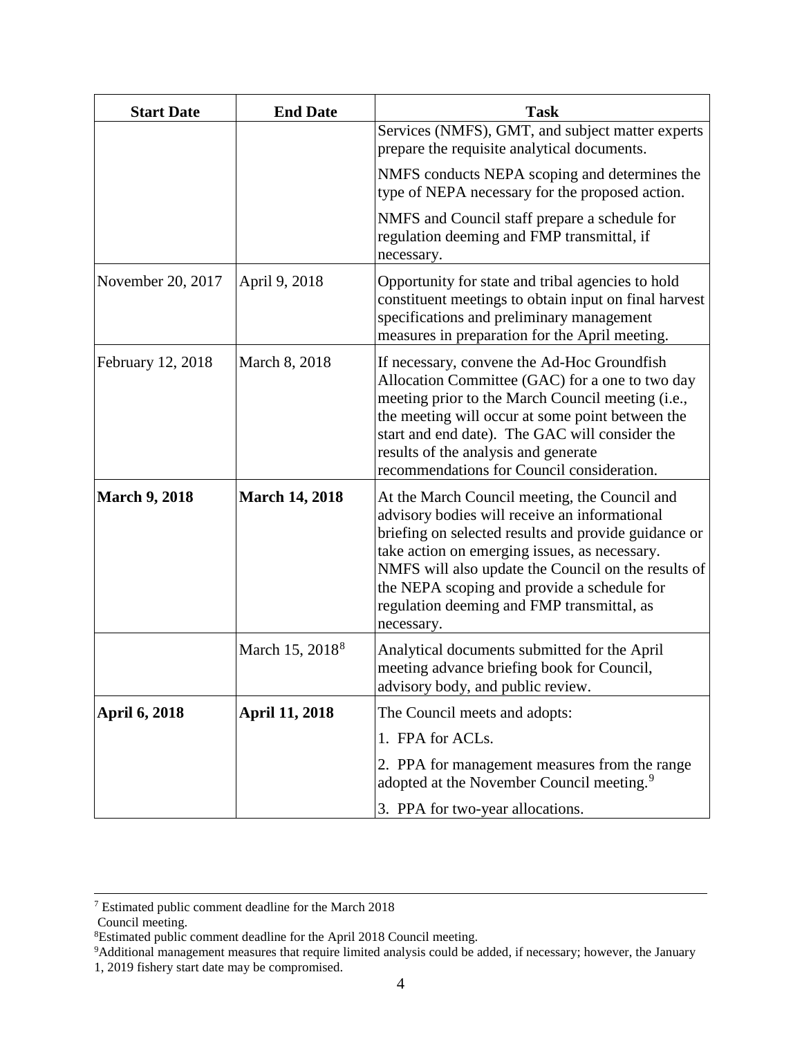| Start Date | End Date | Task |
|---|---|---|
| | | Services (NMFS), GMT, and subject matter experts prepare the requisite analytical documents.<br><br>NMFS conducts NEPA scoping and determines the type of NEPA necessary for the proposed action.<br><br>NMFS and Council staff prepare a schedule for regulation deeming and FMP transmittal, if necessary. |
| November 20, 2017 | April 9, 2018 | Opportunity for state and tribal agencies to hold constituent meetings to obtain input on final harvest specifications and preliminary management measures in preparation for the April meeting. |
| February 12, 2018 | March 8, 2018 | If necessary, convene the Ad-Hoc Groundfish Allocation Committee (GAC) for a one to two day meeting prior to the March Council meeting (i.e., the meeting will occur at some point between the start and end date). The GAC will consider the results of the analysis and generate recommendations for Council consideration. |
| **March 9, 2018** | **March 14, 2018** | At the March Council meeting, the Council and advisory bodies will receive an informational briefing on selected results and provide guidance or take action on emerging issues, as necessary. NMFS will also update the Council on the results of the NEPA scoping and provide a schedule for regulation deeming and FMP transmittal, as necessary. |
| | March 15, 2018[8] | Analytical documents submitted for the April meeting advance briefing book for Council, advisory body, and public review. |
| **April 6, 2018** | **April 11, 2018** | The Council meets and adopts:<br><br>1. FPA for ACLs.<br><br>2. PPA for management measures from the range adopted at the November Council meeting.[9]<br><br>3. PPA for two-year allocations. |

[7] Estimated public comment deadline for the March 2018 Council meeting.

[8] Estimated public comment deadline for the April 2018 Council meeting.

[9] Additional management measures that require limited analysis could be added, if necessary; however, the January 1, 2019 fishery start date may be compromised.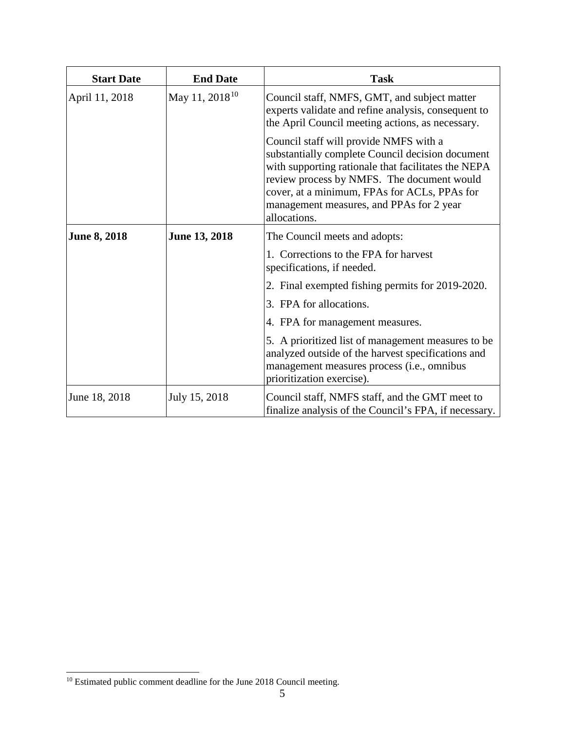| Start Date | End Date | Task |
|---|---|---|
| April 11, 2018 | May 11, 2018[10] | Council staff, NMFS, GMT, and subject matter experts validate and refine analysis, consequent to the April Council meeting actions, as necessary.<br><br>Council staff will provide NMFS with a substantially complete Council decision document with supporting rationale that facilitates the NEPA review process by NMFS. The document would cover, at a minimum, FPAs for ACLs, PPAs for management measures, and PPAs for 2 year allocations. |
| **June 8, 2018** | **June 13, 2018** | The Council meets and adopts:<br><br>1. Corrections to the FPA for harvest specifications, if needed.<br><br>2. Final exempted fishing permits for 2019-2020.<br><br>3. FPA for allocations.<br><br>4. FPA for management measures.<br><br>5. A prioritized list of management measures to be analyzed outside of the harvest specifications and management measures process (i.e., omnibus prioritization exercise). |
| June 18, 2018 | July 15, 2018 | Council staff, NMFS staff, and the GMT meet to finalize analysis of the Council's FPA, if necessary. |

[10] Estimated public comment deadline for the June 2018 Council meeting.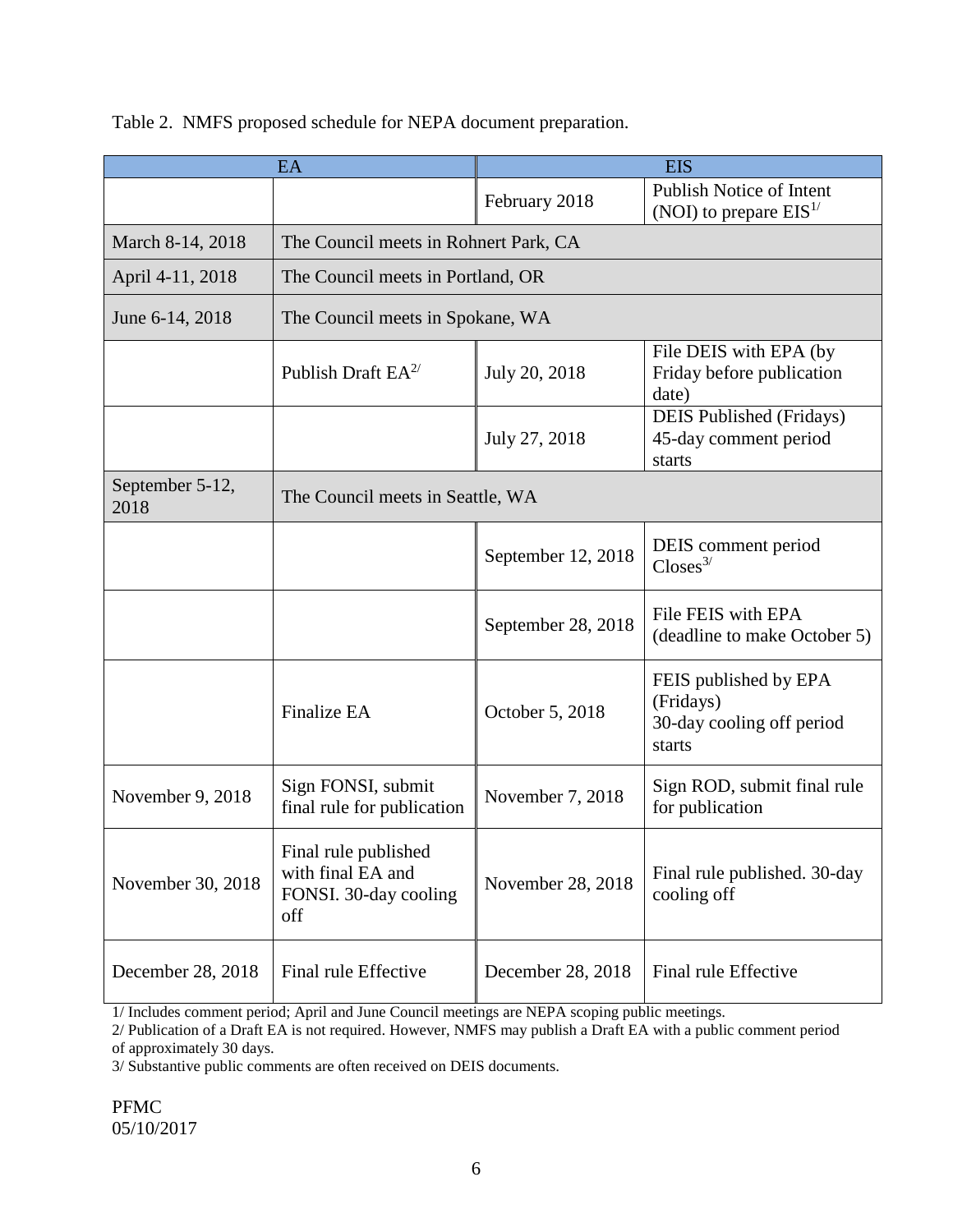Table 2. NMFS proposed schedule for NEPA document preparation.

| EA | | EIS | |
|---|---|---|---|
| | | February 2018 | Publish Notice of Intent (NOI) to prepare EIS[1/] |
| March 8-14, 2018 | The Council meets in Rohnert Park, CA | | |
| April 4-11, 2018 | The Council meets in Portland, OR | | |
| June 6-14, 2018 | The Council meets in Spokane, WA | | |
| | Publish Draft EA[2/] | July 20, 2018 | File DEIS with EPA (by Friday before publication date) |
| | | July 27, 2018 | DEIS Published (Fridays) 45-day comment period starts |
| September 5-12, 2018 | The Council meets in Seattle, WA | | |
| | | September 12, 2018 | DEIS comment period Closes[3/] |
| | | September 28, 2018 | File FEIS with EPA (deadline to make October 5) |
| | Finalize EA | October 5, 2018 | FEIS published by EPA (Fridays) 30-day cooling off period starts |
| November 9, 2018 | Sign FONSI, submit final rule for publication | November 7, 2018 | Sign ROD, submit final rule for publication |
| November 30, 2018 | Final rule published with final EA and FONSI. 30-day cooling off | November 28, 2018 | Final rule published. 30-day cooling off |
| December 28, 2018 | Final rule Effective | December 28, 2018 | Final rule Effective |

1/ Includes comment period; April and June Council meetings are NEPA scoping public meetings.
2/ Publication of a Draft EA is not required. However, NMFS may publish a Draft EA with a public comment period of approximately 30 days.
3/ Substantive public comments are often received on DEIS documents.

PFMC
05/10/2017